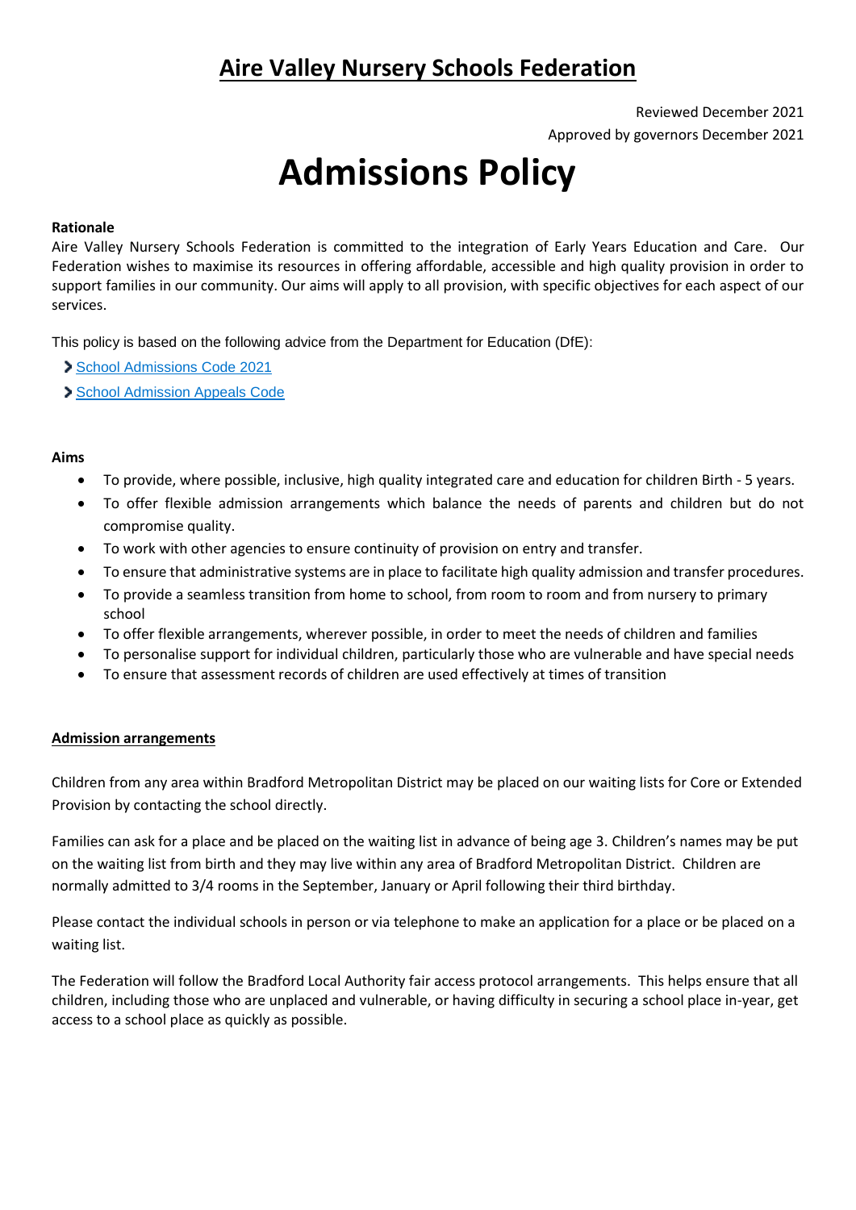# Aire Valley Nursery Schools Federation

Reviewed December 2021

Approved by governors December 2021

# Admissions Policy

**Rationale**

Aire Valley Nursery Schools Federation is committed to the integration of Early Years Education and Care. Our Federation wishes to maximise its resources in offering affordable, accessible and high quality provision in order to support families in our community. Our aims will apply to all provision, with specific objectives for each aspect of our services.

This policy is based on the following advice from the Department for Education (DfE):

- School Admissions Code 2021
- School Admission Appeals Code

**Aims**

- To provide, where possible, inclusive, high quality integrated care and education for children Birth - 5 years.
- To offer flexible admission arrangements which balance the needs of parents and children but do not compromise quality.
- To work with other agencies to ensure continuity of provision on entry and transfer.
- To ensure that administrative systems are in place to facilitate high quality admission and transfer procedures.
- To provide a seamless transition from home to school, from room to room and from nursery to primary school
- To offer flexible arrangements, wherever possible, in order to meet the needs of children and families
- To personalise support for individual children, particularly those who are vulnerable and have special needs
- To ensure that assessment records of children are used effectively at times of transition

**Admission arrangements**

Children from any area within Bradford Metropolitan District may be placed on our waiting lists for Core or Extended Provision by contacting the school directly.

Families can ask for a place and be placed on the waiting list in advance of being age 3. Children's names may be put on the waiting list from birth and they may live within any area of Bradford Metropolitan District. Children are normally admitted to 3/4 rooms in the September, January or April following their third birthday.

Please contact the individual schools in person or via telephone to make an application for a place or be placed on a waiting list.

The Federation will follow the Bradford Local Authority fair access protocol arrangements. This helps ensure that all children, including those who are unplaced and vulnerable, or having difficulty in securing a school place in-year, get access to a school place as quickly as possible.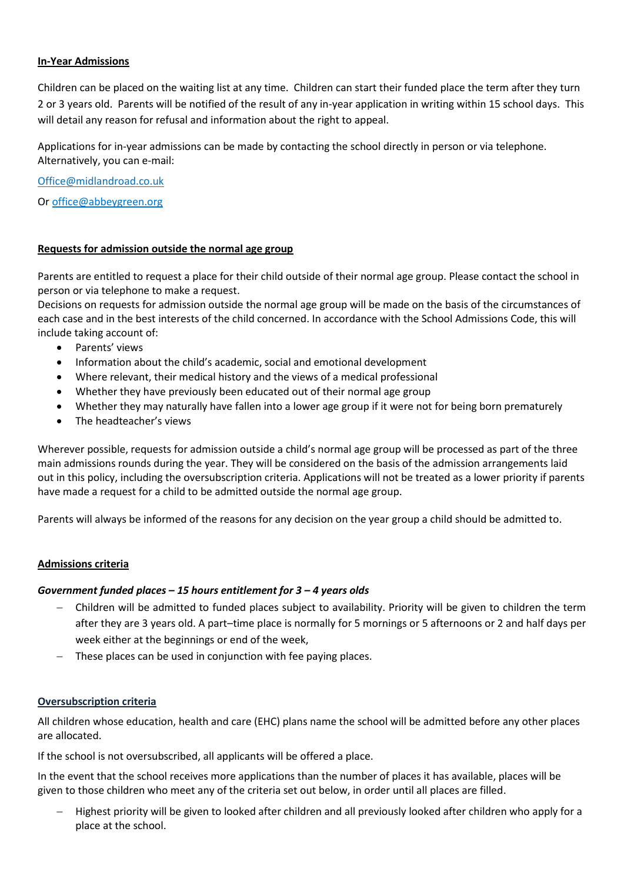**In-Year Admissions**

Children can be placed on the waiting list at any time. Children can start their funded place the term after they turn 2 or 3 years old. Parents will be notified of the result of any in-year application in writing within 15 school days. This will detail any reason for refusal and information about the right to appeal.

Applications for in-year admissions can be made by contacting the school directly in person or via telephone. Alternatively, you can e-mail:

Office@midlandroad.co.uk

Or office@abbeygreen.org

**Requests for admission outside the normal age group**

Parents are entitled to request a place for their child outside of their normal age group. Please contact the school in person or via telephone to make a request.

Decisions on requests for admission outside the normal age group will be made on the basis of the circumstances of each case and in the best interests of the child concerned. In accordance with the School Admissions Code, this will include taking account of:

- Parents' views
- Information about the child's academic, social and emotional development
- Where relevant, their medical history and the views of a medical professional
- Whether they have previously been educated out of their normal age group
- Whether they may naturally have fallen into a lower age group if it were not for being born prematurely
- The headteacher's views

Wherever possible, requests for admission outside a child's normal age group will be processed as part of the three main admissions rounds during the year. They will be considered on the basis of the admission arrangements laid out in this policy, including the oversubscription criteria. Applications will not be treated as a lower priority if parents have made a request for a child to be admitted outside the normal age group.

Parents will always be informed of the reasons for any decision on the year group a child should be admitted to.

**Admissions criteria**

***Government funded places – 15 hours entitlement for 3 – 4 years olds***

- Children will be admitted to funded places subject to availability. Priority will be given to children the term after they are 3 years old. A part–time place is normally for 5 mornings or 5 afternoons or 2 and half days per week either at the beginnings or end of the week,
- These places can be used in conjunction with fee paying places.

**Oversubscription criteria**

All children whose education, health and care (EHC) plans name the school will be admitted before any other places are allocated.

If the school is not oversubscribed, all applicants will be offered a place.

In the event that the school receives more applications than the number of places it has available, places will be given to those children who meet any of the criteria set out below, in order until all places are filled.

- Highest priority will be given to looked after children and all previously looked after children who apply for a place at the school.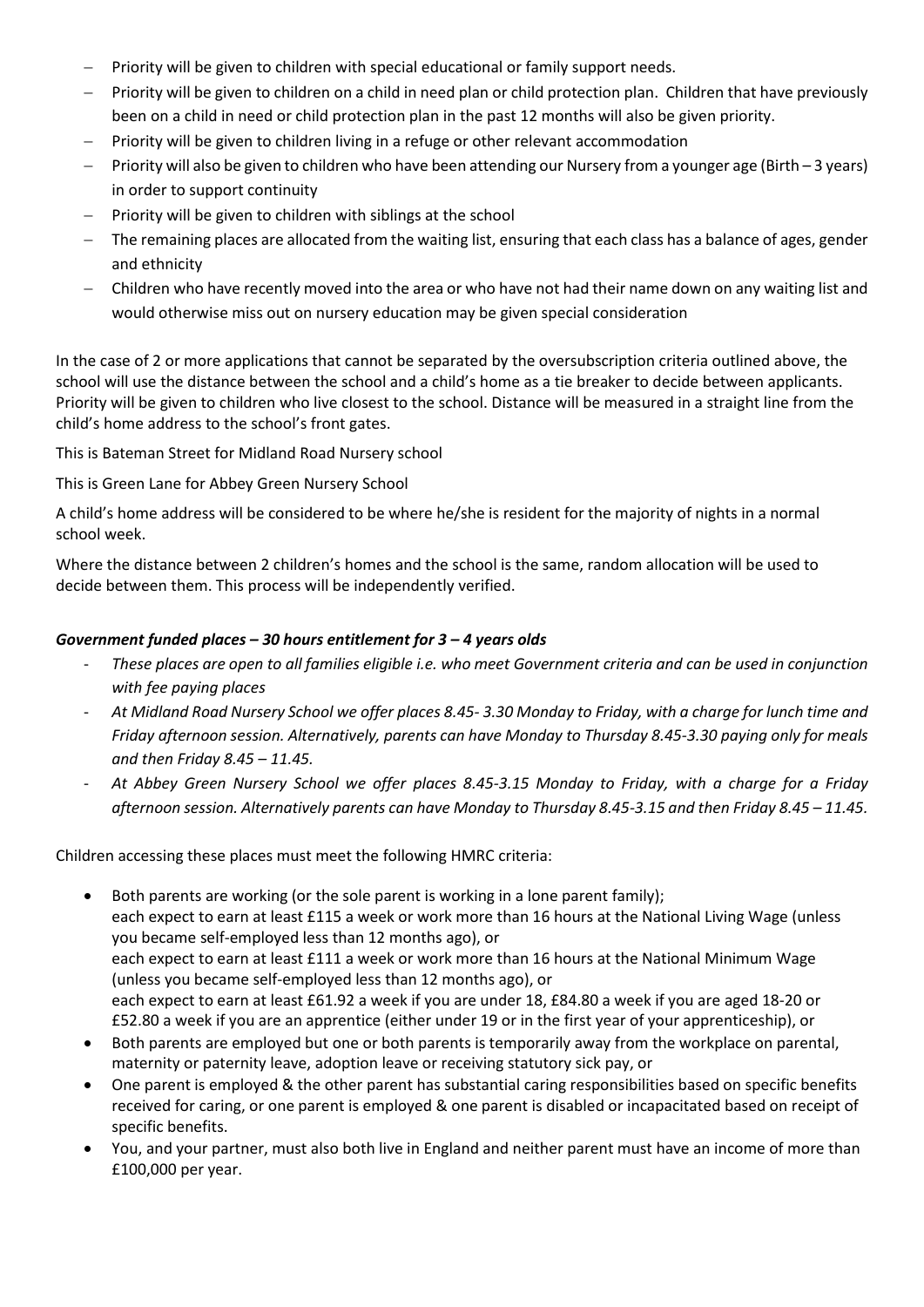- Priority will be given to children with special educational or family support needs.
- Priority will be given to children on a child in need plan or child protection plan. Children that have previously been on a child in need or child protection plan in the past 12 months will also be given priority.
- Priority will be given to children living in a refuge or other relevant accommodation
- Priority will also be given to children who have been attending our Nursery from a younger age (Birth – 3 years) in order to support continuity
- Priority will be given to children with siblings at the school
- The remaining places are allocated from the waiting list, ensuring that each class has a balance of ages, gender and ethnicity
- Children who have recently moved into the area or who have not had their name down on any waiting list and would otherwise miss out on nursery education may be given special consideration

In the case of 2 or more applications that cannot be separated by the oversubscription criteria outlined above, the school will use the distance between the school and a child's home as a tie breaker to decide between applicants. Priority will be given to children who live closest to the school. Distance will be measured in a straight line from the child's home address to the school's front gates.

This is Bateman Street for Midland Road Nursery school

This is Green Lane for Abbey Green Nursery School

A child's home address will be considered to be where he/she is resident for the majority of nights in a normal school week.

Where the distance between 2 children's homes and the school is the same, random allocation will be used to decide between them. This process will be independently verified.

***Government funded places – 30 hours entitlement for 3 – 4 years olds***

- *These places are open to all families eligible i.e. who meet Government criteria and can be used in conjunction with fee paying places*
- *At Midland Road Nursery School we offer places 8.45- 3.30 Monday to Friday, with a charge for lunch time and Friday afternoon session. Alternatively, parents can have Monday to Thursday 8.45-3.30 paying only for meals and then Friday 8.45 – 11.45.*
- *At Abbey Green Nursery School we offer places 8.45-3.15 Monday to Friday, with a charge for a Friday afternoon session. Alternatively parents can have Monday to Thursday 8.45-3.15 and then Friday 8.45 – 11.45.*

Children accessing these places must meet the following HMRC criteria:

- Both parents are working (or the sole parent is working in a lone parent family);
  each expect to earn at least £115 a week or work more than 16 hours at the National Living Wage (unless you became self-employed less than 12 months ago), or
  each expect to earn at least £111 a week or work more than 16 hours at the National Minimum Wage (unless you became self-employed less than 12 months ago), or
  each expect to earn at least £61.92 a week if you are under 18, £84.80 a week if you are aged 18-20 or £52.80 a week if you are an apprentice (either under 19 or in the first year of your apprenticeship), or
- Both parents are employed but one or both parents is temporarily away from the workplace on parental, maternity or paternity leave, adoption leave or receiving statutory sick pay, or
- One parent is employed & the other parent has substantial caring responsibilities based on specific benefits received for caring, or one parent is employed & one parent is disabled or incapacitated based on receipt of specific benefits.
- You, and your partner, must also both live in England and neither parent must have an income of more than £100,000 per year.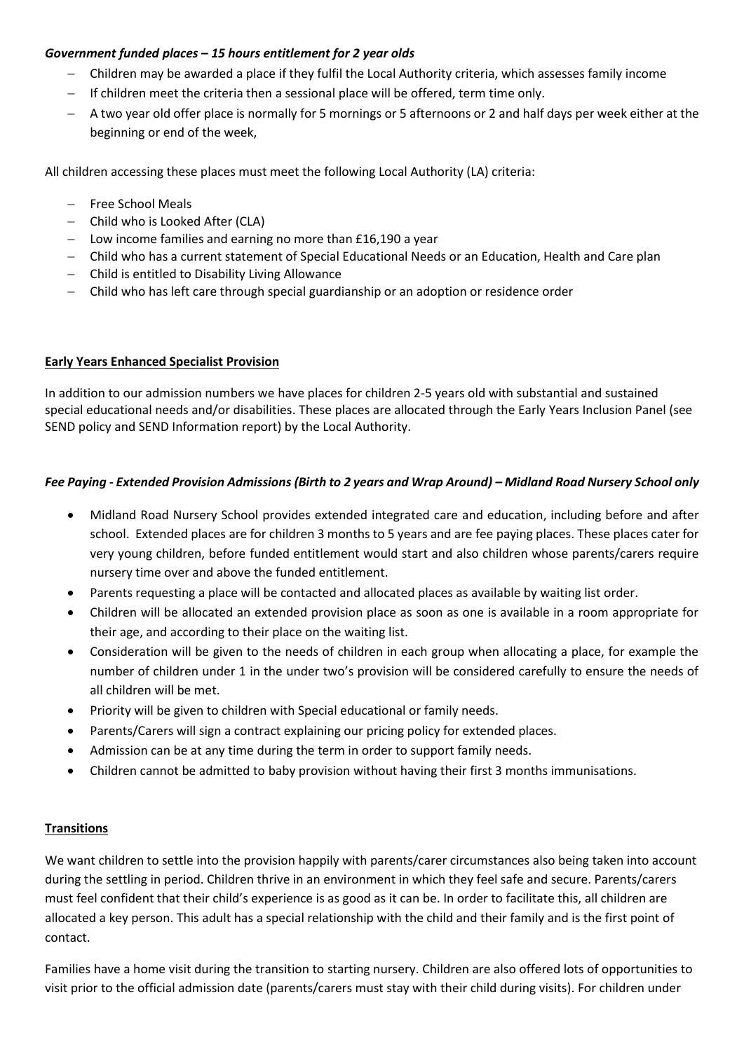***Government funded places – 15 hours entitlement for 2 year olds***

- Children may be awarded a place if they fulfil the Local Authority criteria, which assesses family income
- If children meet the criteria then a sessional place will be offered, term time only.
- A two year old offer place is normally for 5 mornings or 5 afternoons or 2 and half days per week either at the beginning or end of the week,

All children accessing these places must meet the following Local Authority (LA) criteria:

- Free School Meals
- Child who is Looked After (CLA)
- Low income families and earning no more than £16,190 a year
- Child who has a current statement of Special Educational Needs or an Education, Health and Care plan
- Child is entitled to Disability Living Allowance
- Child who has left care through special guardianship or an adoption or residence order

**Early Years Enhanced Specialist Provision**

In addition to our admission numbers we have places for children 2-5 years old with substantial and sustained special educational needs and/or disabilities. These places are allocated through the Early Years Inclusion Panel (see SEND policy and SEND Information report) by the Local Authority.

***Fee Paying - Extended Provision Admissions (Birth to 2 years and Wrap Around) – Midland Road Nursery School only***

- Midland Road Nursery School provides extended integrated care and education, including before and after school. Extended places are for children 3 months to 5 years and are fee paying places. These places cater for very young children, before funded entitlement would start and also children whose parents/carers require nursery time over and above the funded entitlement.
- Parents requesting a place will be contacted and allocated places as available by waiting list order.
- Children will be allocated an extended provision place as soon as one is available in a room appropriate for their age, and according to their place on the waiting list.
- Consideration will be given to the needs of children in each group when allocating a place, for example the number of children under 1 in the under two's provision will be considered carefully to ensure the needs of all children will be met.
- Priority will be given to children with Special educational or family needs.
- Parents/Carers will sign a contract explaining our pricing policy for extended places.
- Admission can be at any time during the term in order to support family needs.
- Children cannot be admitted to baby provision without having their first 3 months immunisations.

**Transitions**

We want children to settle into the provision happily with parents/carer circumstances also being taken into account during the settling in period. Children thrive in an environment in which they feel safe and secure. Parents/carers must feel confident that their child's experience is as good as it can be. In order to facilitate this, all children are allocated a key person. This adult has a special relationship with the child and their family and is the first point of contact.

Families have a home visit during the transition to starting nursery. Children are also offered lots of opportunities to visit prior to the official admission date (parents/carers must stay with their child during visits). For children under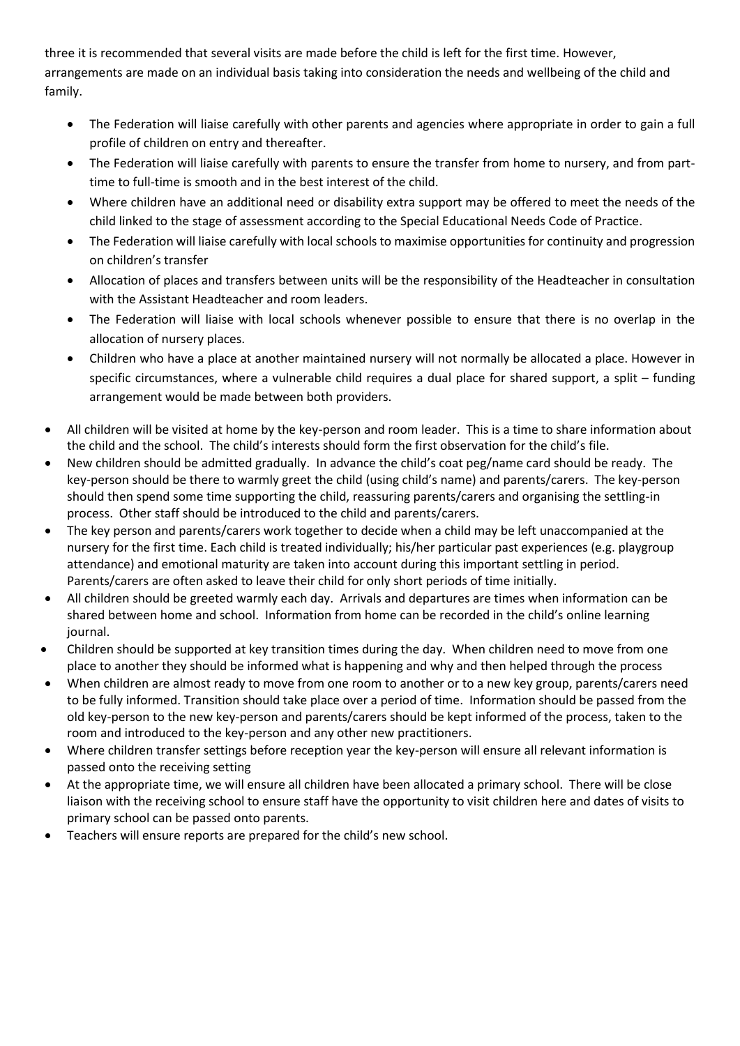three it is recommended that several visits are made before the child is left for the first time. However, arrangements are made on an individual basis taking into consideration the needs and wellbeing of the child and family.

- The Federation will liaise carefully with other parents and agencies where appropriate in order to gain a full profile of children on entry and thereafter.
- The Federation will liaise carefully with parents to ensure the transfer from home to nursery, and from part-time to full-time is smooth and in the best interest of the child.
- Where children have an additional need or disability extra support may be offered to meet the needs of the child linked to the stage of assessment according to the Special Educational Needs Code of Practice.
- The Federation will liaise carefully with local schools to maximise opportunities for continuity and progression on children's transfer
- Allocation of places and transfers between units will be the responsibility of the Headteacher in consultation with the Assistant Headteacher and room leaders.
- The Federation will liaise with local schools whenever possible to ensure that there is no overlap in the allocation of nursery places.
- Children who have a place at another maintained nursery will not normally be allocated a place. However in specific circumstances, where a vulnerable child requires a dual place for shared support, a split – funding arrangement would be made between both providers.

- All children will be visited at home by the key-person and room leader. This is a time to share information about the child and the school. The child's interests should form the first observation for the child's file.
- New children should be admitted gradually. In advance the child's coat peg/name card should be ready. The key-person should be there to warmly greet the child (using child's name) and parents/carers. The key-person should then spend some time supporting the child, reassuring parents/carers and organising the settling-in process. Other staff should be introduced to the child and parents/carers.
- The key person and parents/carers work together to decide when a child may be left unaccompanied at the nursery for the first time. Each child is treated individually; his/her particular past experiences (e.g. playgroup attendance) and emotional maturity are taken into account during this important settling in period. Parents/carers are often asked to leave their child for only short periods of time initially.
- All children should be greeted warmly each day. Arrivals and departures are times when information can be shared between home and school. Information from home can be recorded in the child's online learning journal.
- Children should be supported at key transition times during the day. When children need to move from one place to another they should be informed what is happening and why and then helped through the process
- When children are almost ready to move from one room to another or to a new key group, parents/carers need to be fully informed. Transition should take place over a period of time. Information should be passed from the old key-person to the new key-person and parents/carers should be kept informed of the process, taken to the room and introduced to the key-person and any other new practitioners.
- Where children transfer settings before reception year the key-person will ensure all relevant information is passed onto the receiving setting
- At the appropriate time, we will ensure all children have been allocated a primary school. There will be close liaison with the receiving school to ensure staff have the opportunity to visit children here and dates of visits to primary school can be passed onto parents.
- Teachers will ensure reports are prepared for the child's new school.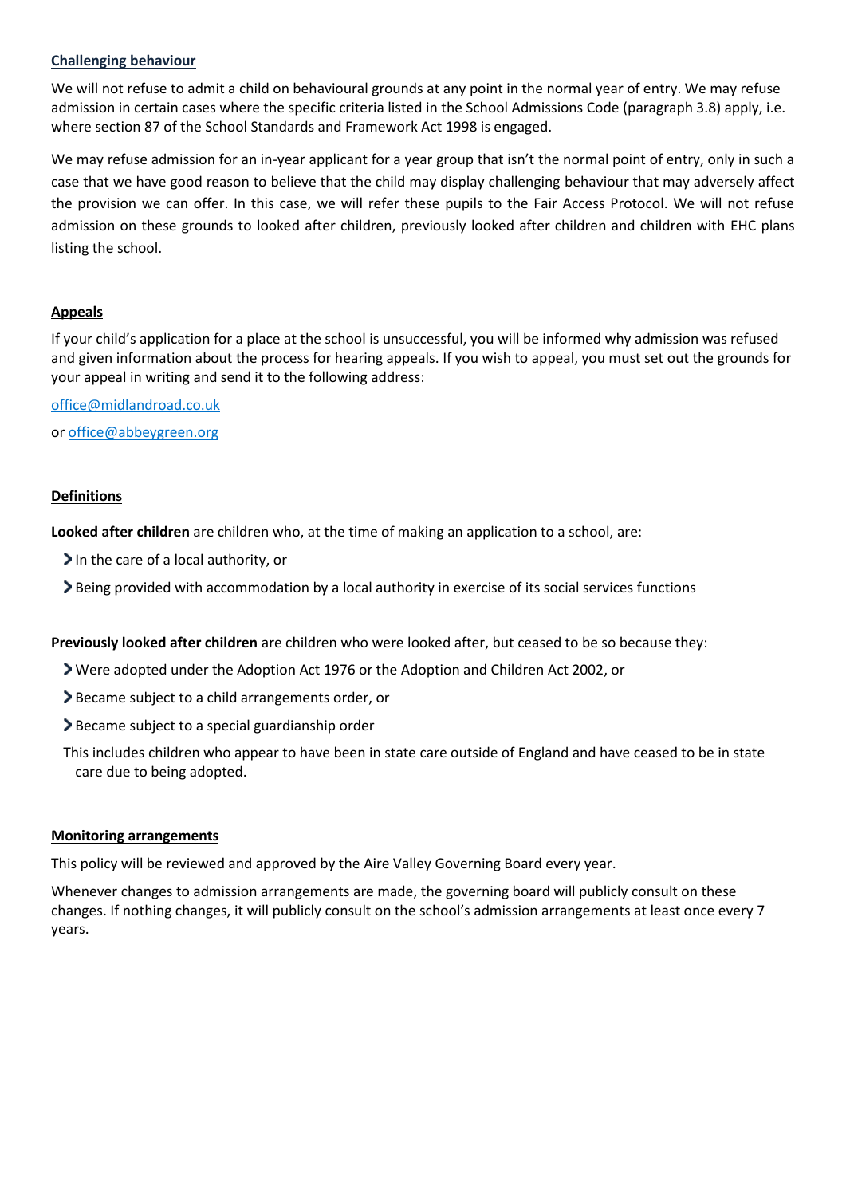## Challenging behaviour

We will not refuse to admit a child on behavioural grounds at any point in the normal year of entry. We may refuse admission in certain cases where the specific criteria listed in the School Admissions Code (paragraph 3.8) apply, i.e. where section 87 of the School Standards and Framework Act 1998 is engaged.

We may refuse admission for an in-year applicant for a year group that isn't the normal point of entry, only in such a case that we have good reason to believe that the child may display challenging behaviour that may adversely affect the provision we can offer. In this case, we will refer these pupils to the Fair Access Protocol. We will not refuse admission on these grounds to looked after children, previously looked after children and children with EHC plans listing the school.

## Appeals

If your child's application for a place at the school is unsuccessful, you will be informed why admission was refused and given information about the process for hearing appeals. If you wish to appeal, you must set out the grounds for your appeal in writing and send it to the following address:

office@midlandroad.co.uk

or office@abbeygreen.org

## Definitions

**Looked after children** are children who, at the time of making an application to a school, are:

- In the care of a local authority, or
- Being provided with accommodation by a local authority in exercise of its social services functions

**Previously looked after children** are children who were looked after, but ceased to be so because they:

- Were adopted under the Adoption Act 1976 or the Adoption and Children Act 2002, or
- Became subject to a child arrangements order, or
- Became subject to a special guardianship order

This includes children who appear to have been in state care outside of England and have ceased to be in state care due to being adopted.

## Monitoring arrangements

This policy will be reviewed and approved by the Aire Valley Governing Board every year.

Whenever changes to admission arrangements are made, the governing board will publicly consult on these changes. If nothing changes, it will publicly consult on the school's admission arrangements at least once every 7 years.